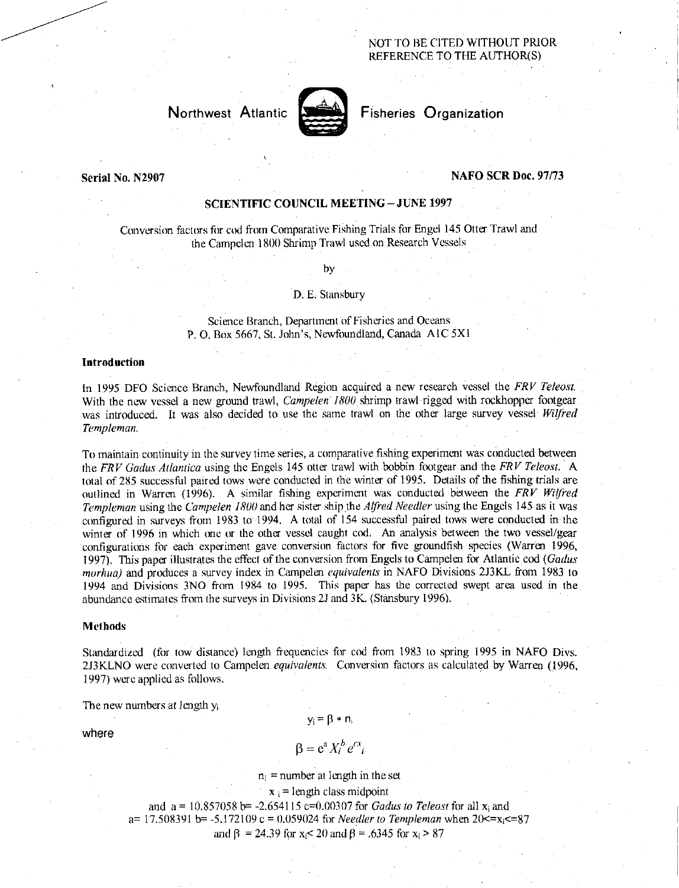NOT TO BE CITED WITHOUT PRIOR REFERENCE TO THE AUTHOR(S)

Northwest Atlantic Fisheries Organization

**Serial No. N2907** **NAFO SCR Doc. 97/73**

**SCIENTIFIC COUNCIL MEETING – JUNE 1997**

# Conversion factors for cod from Comparative Fishing Trials for Engel 145 Otter Trawl and the Campelen 1800 Shrimp Trawl used on Research Vessels

by

D. E. Stansbury

Science Branch, Department of Fisheries and Oceans
P. O. Box 5667, St. John's, Newfoundland, Canada A1C 5X1

## Introduction

In 1995 DFO Science Branch, Newfoundland Region acquired a new research vessel the *FRV Teleost*. With the new vessel a new ground trawl, *Campelen 1800* shrimp trawl rigged with rockhopper footgear was introduced. It was also decided to use the same trawl on the other large survey vessel *Wilfred Templeman*.

To maintain continuity in the survey time series, a comparative fishing experiment was conducted between the *FRV Gadus Atlantica* using the Engels 145 otter trawl with bobbin footgear and the *FRV Teleost*. A total of 285 successful paired tows were conducted in the winter of 1995. Details of the fishing trials are outlined in Warren (1996). A similar fishing experiment was conducted between the *FRV Wilfred Templeman* using the *Campelen 1800* and her sister ship the *Alfred Needler* using the Engels 145 as it was configured in surveys from 1983 to 1994. A total of 154 successful paired tows were conducted in the winter of 1996 in which one or the other vessel caught cod. An analysis between the two vessel/gear configurations for each experiment gave conversion factors for five groundfish species (Warren 1996, 1997). This paper illustrates the effect of the conversion from Engels to Campelen for Atlantic cod (*Gadus morhua*) and produces a survey index in Campelen *equivalents* in NAFO Divisions 2J3KL from 1983 to 1994 and Divisions 3NO from 1984 to 1995. This paper has the corrected swept area used in the abundance estimates from the surveys in Divisions 2J and 3K. (Stansbury 1996).

## Methods

Standardized (for tow distance) length frequencies for cod from 1983 to spring 1995 in NAFO Divs. 2J3KLNO were converted to Campelen *equivalents*. Conversion factors as calculated by Warren (1996, 1997) were applied as follows.

The new numbers at length $y_i$

$$y_i = \beta * n_i$$

where

$$\beta = e^a X_i^b e^{cx_i}$$

$n_i$ = number at length in the set

$x_i$ = length class midpoint

and a = 10.857058 b= -2.654115 c=0.00307 for *Gadus to Teleost* for all $x_i$ and
a= 17.508391 b= -5.172109 c = 0.059024 for *Needler to Templeman* when $20 <= x_i <= 87$
and $\beta$ = 24.39 for $x_i < 20$ and $\beta$ = .6345 for $x_i > 87$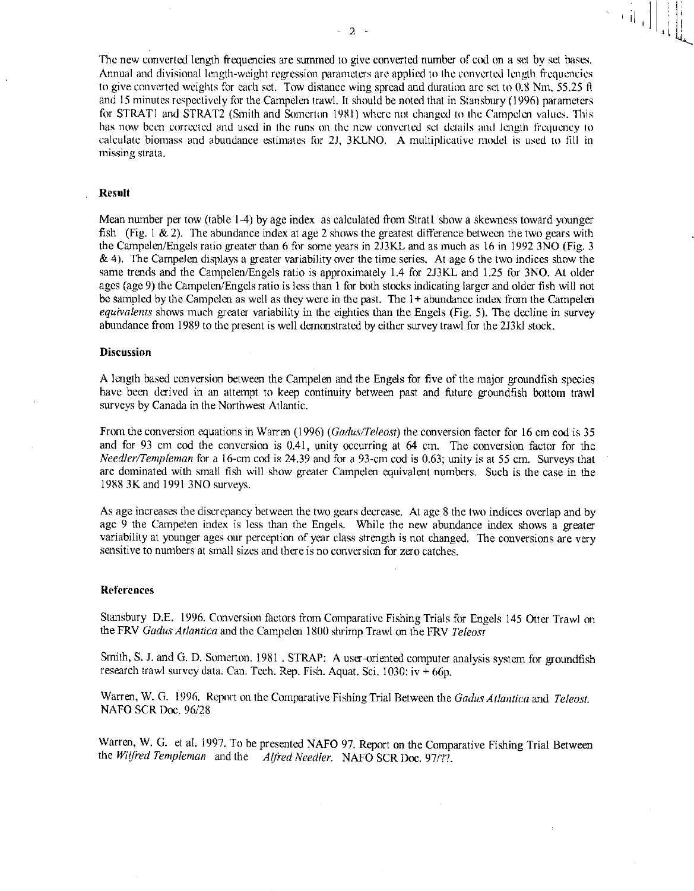The new converted length frequencies are summed to give converted number of cod on a set by set bases. Annual and divisional length-weight regression parameters are applied to the converted length frequencies to give converted weights for each set. Tow distance wing spread and duration are set to 0.8 Nm, 55.25 ft and 15 minutes respectively for the Campelen trawl. It should be noted that in Stansbury (1996) parameters for STRAT1 and STRAT2 (Smith and Somerton 1981) where not changed to the Campelen values. This has now been corrected and used in the runs on the new converted set details and length frequency to calculate biomass and abundance estimates for 2J, 3KLNO. A multiplicative model is used to fill in missing strata.

## Result

Mean number per tow (table 1-4) by age index as calculated from Strat1 show a skewness toward younger fish (Fig. 1 & 2). The abundance index at age 2 shows the greatest difference between the two gears with the Campelen/Engels ratio greater than 6 for some years in 2J3KL and as much as 16 in 1992 3NO (Fig. 3 & 4). The Campelen displays a greater variability over the time series. At age 6 the two indices show the same trends and the Campelen/Engels ratio is approximately 1.4 for 2J3KL and 1.25 for 3NO. At older ages (age 9) the Campelen/Engels ratio is less than 1 for both stocks indicating larger and older fish will not be sampled by the Campelen as well as they were in the past. The 1+ abundance index from the Campelen *equivalents* shows much greater variability in the eighties than the Engels (Fig. 5). The decline in survey abundance from 1989 to the present is well demonstrated by either survey trawl for the 2J3kl stock.

## Discussion

A length based conversion between the Campelen and the Engels for five of the major groundfish species have been derived in an attempt to keep continuity between past and future groundfish bottom trawl surveys by Canada in the Northwest Atlantic.

From the conversion equations in Warren (1996) (*Gadus/Teleost*) the conversion factor for 16 cm cod is 35 and for 93 cm cod the conversion is 0.41, unity occurring at 64 cm. The conversion factor for the *Needler/Templeman* for a 16-cm cod is 24.39 and for a 93-cm cod is 0.63; unity is at 55 cm. Surveys that are dominated with small fish will show greater Campelen equivalent numbers. Such is the case in the 1988 3K and 1991 3NO surveys.

As age increases the discrepancy between the two gears decrease. At age 8 the two indices overlap and by age 9 the Campelen index is less than the Engels. While the new abundance index shows a greater variability at younger ages our perception of year class strength is not changed. The conversions are very sensitive to numbers at small sizes and there is no conversion for zero catches.

## References

Stansbury D.E. 1996. Conversion factors from Comparative Fishing Trials for Engels 145 Otter Trawl on the FRV *Gadus Atlantica* and the Campelen 1800 shrimp Trawl on the FRV *Teleost*

Smith, S. J. and G. D. Somerton. 1981 . STRAP: A user-oriented computer analysis system for groundfish research trawl survey data. Can. Tech. Rep. Fish. Aquat. Sci. 1030: iv + 66p.

Warren, W. G. 1996. Report on the Comparative Fishing Trial Between the *Gadus Atlantica* and *Teleost*. NAFO SCR Doc. 96/28

Warren, W. G. et al. 1997. To be presented NAFO 97. Report on the Comparative Fishing Trial Between the *Wilfred Templeman* and the *Alfred Needler*. NAFO SCR Doc. 97/??.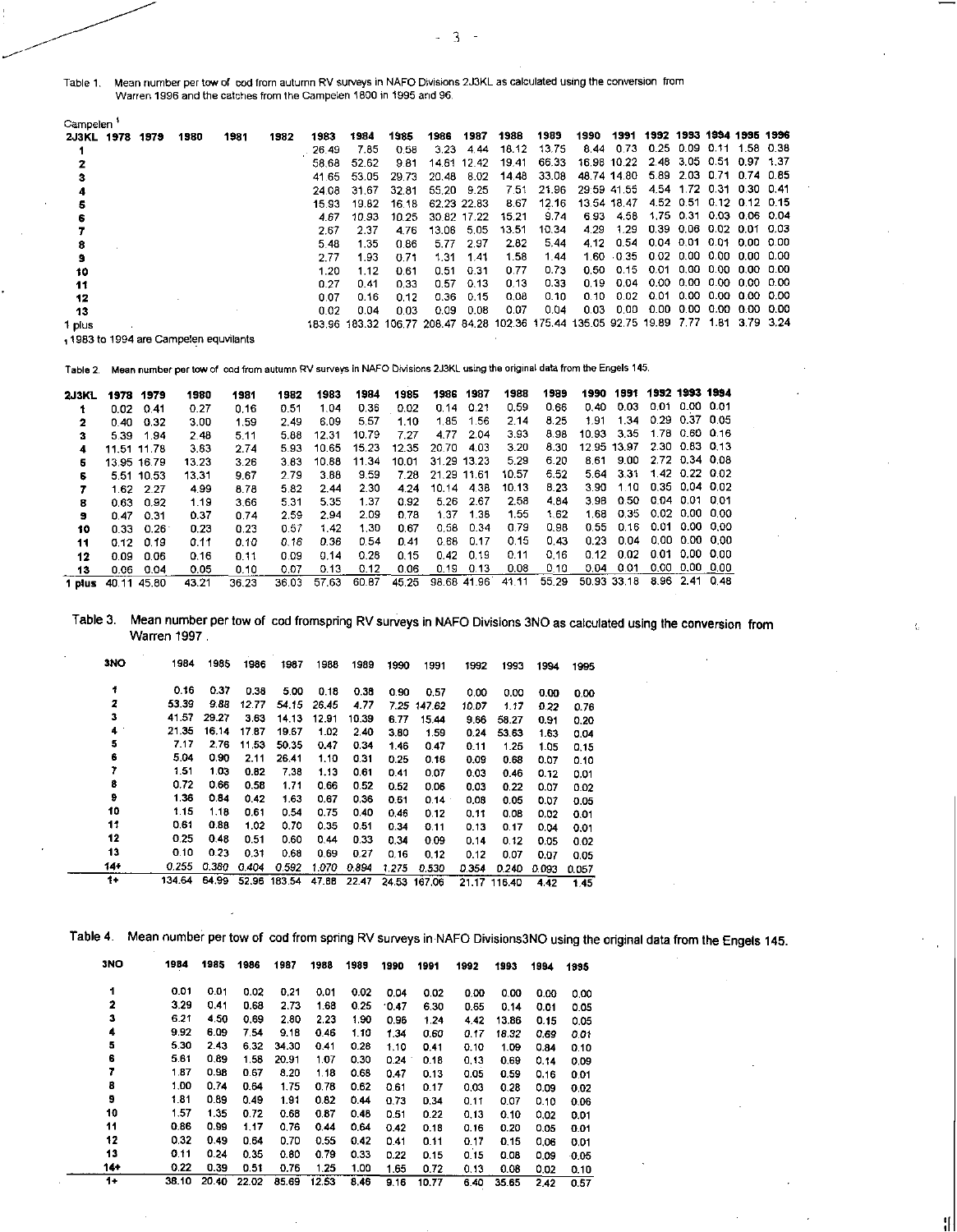Table 1. Mean number per tow of cod from autumn RV surveys in NAFO Divisions 2J3KL as calculated using the conversion from Warren 1996 and the catches from the Campelen 1800 in 1995 and 96.

Campelen [1]

| 2J3KL | 1978 | 1979 | 1980 | 1981 | 1982 | 1983 | 1984 | 1985 | 1986 | 1987 | 1988 | 1989 | 1990 | 1991 | 1992 | 1993 | 1994 | 1995 | 1996 |
|---|---|---|---|---|---|---|---|---|---|---|---|---|---|---|---|---|---|---|---|
| 1 | | | | | | 26.49 | 7.85 | 0.58 | 3.23 | 4.44 | 18.12 | 13.75 | 8.44 | 0.73 | 0.25 | 0.09 | 0.11 | 1.58 | 0.38 |
| 2 | | | | | | 58.68 | 52.62 | 9.81 | 14.61 | 12.42 | 19.41 | 66.33 | 16.98 | 10.22 | 2.48 | 3.05 | 0.51 | 0.97 | 1.37 |
| 3 | | | | | | 41.65 | 53.05 | 29.73 | 20.48 | 8.02 | 14.48 | 33.08 | 48.74 | 14.80 | 5.89 | 2.03 | 0.71 | 0.74 | 0.85 |
| 4 | | | | | | 24.08 | 31.67 | 32.81 | 55.20 | 9.25 | 7.51 | 21.96 | 29.59 | 41.55 | 4.54 | 1.72 | 0.31 | 0.30 | 0.41 |
| 5 | | | | | | 15.93 | 19.82 | 16.18 | 62.23 | 22.83 | 8.67 | 12.16 | 13.54 | 18.47 | 4.52 | 0.51 | 0.12 | 0.12 | 0.15 |
| 6 | | | | | | 4.67 | 10.93 | 10.25 | 30.82 | 17.22 | 15.21 | 9.74 | 6.93 | 4.58 | 1.75 | 0.31 | 0.03 | 0.06 | 0.04 |
| 7 | | | | | | 2.67 | 2.37 | 4.76 | 13.06 | 5.05 | 13.51 | 10.34 | 4.29 | 1.29 | 0.39 | 0.06 | 0.02 | 0.01 | 0.03 |
| 8 | | | | | | 5.48 | 1.35 | 0.86 | 5.77 | 2.97 | 2.82 | 5.44 | 4.12 | 0.54 | 0.04 | 0.01 | 0.01 | 0.00 | 0.00 |
| 9 | | | | | | 2.77 | 1.93 | 0.71 | 1.31 | 1.41 | 1.58 | 1.44 | 1.60 | 0.35 | 0.02 | 0.00 | 0.00 | 0.00 | 0.00 |
| 10 | | | | | | 1.20 | 1.12 | 0.61 | 0.51 | 0.31 | 0.77 | 0.73 | 0.50 | 0.15 | 0.01 | 0.00 | 0.00 | 0.00 | 0.00 |
| 11 | | | | | | 0.27 | 0.41 | 0.33 | 0.57 | 0.13 | 0.13 | 0.33 | 0.19 | 0.04 | 0.00 | 0.00 | 0.00 | 0.00 | 0.00 |
| 12 | | | | | | 0.07 | 0.16 | 0.12 | 0.36 | 0.15 | 0.08 | 0.10 | 0.10 | 0.02 | 0.01 | 0.00 | 0.00 | 0.00 | 0.00 |
| 13 | | | | | | 0.02 | 0.04 | 0.03 | 0.09 | 0.08 | 0.07 | 0.04 | 0.03 | 0.00 | 0.00 | 0.00 | 0.00 | 0.00 | 0.00 |
| 1 plus | | | | | | 183.96 | 183.32 | 106.77 | 208.47 | 84.28 | 102.36 | 175.44 | 135.05 | 92.75 | 19.89 | 7.77 | 1.81 | 3.79 | 3.24 |

[1] 1983 to 1994 are Campelen equvilants

Table 2. Mean number per tow of cod from autumn RV surveys in NAFO Divisions 2J3KL using the original data from the Engels 145.

| 2J3KL | 1978 | 1979 | 1980 | 1981 | 1982 | 1983 | 1984 | 1985 | 1986 | 1987 | 1988 | 1989 | 1990 | 1991 | 1992 | 1993 | 1994 |
|---|---|---|---|---|---|---|---|---|---|---|---|---|---|---|---|---|---|
| 1 | 0.02 | 0.41 | 0.27 | 0.16 | 0.51 | 1.04 | 0.36 | 0.02 | 0.14 | 0.21 | 0.59 | 0.66 | 0.40 | 0.03 | 0.01 | 0.00 | 0.01 |
| 2 | 0.40 | 0.32 | 3.00 | 1.59 | 2.49 | 6.09 | 5.57 | 1.10 | 1.85 | 1.56 | 2.14 | 8.25 | 1.91 | 1.34 | 0.29 | 0.37 | 0.05 |
| 3 | 5.39 | 1.94 | 2.48 | 5.11 | 5.88 | 12.31 | 10.79 | 7.27 | 4.77 | 2.04 | 3.93 | 8.98 | 10.93 | 3.35 | 1.78 | 0.60 | 0.16 |
| 4 | 11.51 | 11.78 | 3.63 | 2.74 | 5.93 | 10.65 | 15.23 | 12.35 | 20.70 | 4.03 | 3.20 | 8.30 | 12.95 | 13.97 | 2.30 | 0.63 | 0.13 |
| 5 | 13.95 | 16.79 | 13.23 | 3.26 | 3.83 | 10.88 | 11.34 | 10.01 | 31.29 | 13.23 | 5.29 | 6.20 | 8.61 | 9.00 | 2.72 | 0.34 | 0.08 |
| 6 | 5.51 | 10.53 | 13.31 | 9.67 | 2.79 | 3.88 | 9.59 | 7.28 | 21.29 | 11.61 | 10.57 | 6.52 | 5.64 | 3.31 | 1.42 | 0.22 | 0.02 |
| 7 | 1.62 | 2.27 | 4.99 | 8.78 | 5.82 | 2.44 | 2.30 | 4.24 | 10.14 | 4.38 | 10.13 | 8.23 | 3.90 | 1.10 | 0.35 | 0.04 | 0.02 |
| 8 | 0.63 | 0.92 | 1.19 | 3.66 | 5.31 | 5.35 | 1.37 | 0.92 | 5.26 | 2.67 | 2.58 | 4.84 | 3.98 | 0.50 | 0.04 | 0.01 | 0.01 |
| 9 | 0.47 | 0.31 | 0.37 | 0.74 | 2.59 | 2.94 | 2.09 | 0.78 | 1.37 | 1.38 | 1.55 | 1.62 | 1.68 | 0.35 | 0.02 | 0.00 | 0.00 |
| 10 | 0.33 | 0.26 | 0.23 | 0.23 | 0.57 | 1.42 | 1.30 | 0.67 | 0.58 | 0.34 | 0.79 | 0.98 | 0.55 | 0.16 | 0.01 | 0.00 | 0.00 |
| 11 | 0.12 | 0.19 | 0.11 | 0.10 | 0.16 | 0.36 | 0.54 | 0.41 | 0.88 | 0.17 | 0.15 | 0.43 | 0.23 | 0.04 | 0.00 | 0.00 | 0.00 |
| 12 | 0.09 | 0.06 | 0.16 | 0.11 | 0.09 | 0.14 | 0.28 | 0.15 | 0.42 | 0.19 | 0.11 | 0.16 | 0.12 | 0.02 | 0.01 | 0.00 | 0.00 |
| 13 | 0.06 | 0.04 | 0.05 | 0.10 | 0.07 | 0.13 | 0.12 | 0.06 | 0.19 | 0.13 | 0.08 | 0.10 | 0.04 | 0.01 | 0.00 | 0.00 | 0.00 |
| 1 plus | 40.11 | 45.80 | 43.21 | 36.23 | 36.03 | 57.63 | 60.87 | 45.25 | 98.68 | 41.96 | 41.11 | 55.29 | 50.93 | 33.18 | 8.96 | 2.41 | 0.48 |

Table 3. Mean number per tow of cod fromspring RV surveys in NAFO Divisions 3NO as calculated using the conversion from Warren 1997.

| 3NO | 1984 | 1985 | 1986 | 1987 | 1988 | 1989 | 1990 | 1991 | 1992 | 1993 | 1994 | 1995 |
|---|---|---|---|---|---|---|---|---|---|---|---|---|
| 1 | 0.16 | 0.37 | 0.38 | 5.00 | 0.18 | 0.38 | 0.90 | 0.57 | 0.00 | 0.00 | 0.00 | 0.00 |
| 2 | 53.39 | 9.88 | 12.77 | 54.15 | 26.45 | 4.77 | 7.25 | 147.62 | 10.07 | 1.17 | 0.22 | 0.76 |
| 3 | 41.57 | 29.27 | 3.63 | 14.13 | 12.91 | 10.39 | 6.77 | 15.44 | 9.66 | 58.27 | 0.91 | 0.20 |
| 4 | 21.35 | 16.14 | 17.87 | 19.67 | 1.02 | 2.40 | 3.80 | 1.59 | 0.24 | 53.63 | 1.63 | 0.04 |
| 5 | 7.17 | 2.76 | 11.53 | 50.35 | 0.47 | 0.34 | 1.46 | 0.47 | 0.11 | 1.25 | 1.05 | 0.15 |
| 6 | 5.04 | 0.90 | 2.11 | 26.41 | 1.10 | 0.31 | 0.25 | 0.16 | 0.09 | 0.68 | 0.07 | 0.10 |
| 7 | 1.51 | 1.03 | 0.82 | 7.38 | 1.13 | 0.61 | 0.41 | 0.07 | 0.03 | 0.46 | 0.12 | 0.01 |
| 8 | 0.72 | 0.66 | 0.58 | 1.71 | 0.66 | 0.52 | 0.52 | 0.06 | 0.03 | 0.22 | 0.07 | 0.02 |
| 9 | 1.36 | 0.84 | 0.42 | 1.63 | 0.67 | 0.36 | 0.61 | 0.14 | 0.08 | 0.05 | 0.07 | 0.05 |
| 10 | 1.15 | 1.18 | 0.61 | 0.54 | 0.75 | 0.40 | 0.46 | 0.12 | 0.11 | 0.08 | 0.02 | 0.01 |
| 11 | 0.61 | 0.88 | 1.02 | 0.70 | 0.35 | 0.51 | 0.34 | 0.11 | 0.13 | 0.17 | 0.04 | 0.01 |
| 12 | 0.25 | 0.48 | 0.51 | 0.60 | 0.44 | 0.33 | 0.34 | 0.09 | 0.14 | 0.12 | 0.05 | 0.02 |
| 13 | 0.10 | 0.23 | 0.31 | 0.68 | 0.69 | 0.27 | 0.16 | 0.12 | 0.12 | 0.07 | 0.07 | 0.05 |
| 14+ | 0.255 | 0.380 | 0.404 | 0.592 | 1.070 | 0.894 | 1.275 | 0.530 | 0.354 | 0.240 | 0.093 | 0.057 |
| 1+ | 134.64 | 64.99 | 52.96 | 183.54 | 47.88 | 22.47 | 24.53 | 167.06 | 21.17 | 116.40 | 4.42 | 1.45 |

Table 4. Mean number per tow of cod from spring RV surveys in NAFO Divisions3NO using the original data from the Engels 145.

| 3NO | 1984 | 1985 | 1986 | 1987 | 1988 | 1989 | 1990 | 1991 | 1992 | 1993 | 1994 | 1995 |
|---|---|---|---|---|---|---|---|---|---|---|---|---|
| 1 | 0.01 | 0.01 | 0.02 | 0.21 | 0.01 | 0.02 | 0.04 | 0.02 | 0.00 | 0.00 | 0.00 | 0.00 |
| 2 | 3.29 | 0.41 | 0.68 | 2.73 | 1.68 | 0.25 | 0.47 | 6.30 | 0.65 | 0.14 | 0.01 | 0.05 |
| 3 | 6.21 | 4.50 | 0.69 | 2.80 | 2.23 | 1.90 | 0.96 | 1.24 | 4.42 | 13.86 | 0.15 | 0.05 |
| 4 | 9.92 | 6.09 | 7.54 | 9.18 | 0.46 | 1.10 | 1.34 | 0.60 | 0.17 | 18.32 | 0.69 | 0.01 |
| 5 | 5.30 | 2.43 | 6.32 | 34.30 | 0.41 | 0.28 | 1.10 | 0.41 | 0.10 | 1.09 | 0.84 | 0.10 |
| 6 | 5.61 | 0.89 | 1.58 | 20.91 | 1.07 | 0.30 | 0.24 | 0.18 | 0.13 | 0.69 | 0.14 | 0.09 |
| 7 | 1.87 | 0.98 | 0.67 | 8.20 | 1.18 | 0.68 | 0.47 | 0.13 | 0.05 | 0.59 | 0.16 | 0.01 |
| 8 | 1.00 | 0.74 | 0.64 | 1.75 | 0.78 | 0.62 | 0.61 | 0.17 | 0.03 | 0.28 | 0.09 | 0.02 |
| 9 | 1.81 | 0.89 | 0.49 | 1.91 | 0.82 | 0.44 | 0.73 | 0.34 | 0.11 | 0.07 | 0.10 | 0.06 |
| 10 | 1.57 | 1.35 | 0.72 | 0.68 | 0.87 | 0.48 | 0.51 | 0.22 | 0.13 | 0.10 | 0.02 | 0.01 |
| 11 | 0.86 | 0.99 | 1.17 | 0.76 | 0.44 | 0.64 | 0.42 | 0.18 | 0.16 | 0.20 | 0.05 | 0.01 |
| 12 | 0.32 | 0.49 | 0.64 | 0.70 | 0.55 | 0.42 | 0.41 | 0.11 | 0.17 | 0.15 | 0.06 | 0.01 |
| 13 | 0.11 | 0.24 | 0.35 | 0.80 | 0.79 | 0.33 | 0.22 | 0.15 | 0.15 | 0.08 | 0.09 | 0.05 |
| 14+ | 0.22 | 0.39 | 0.51 | 0.76 | 1.25 | 1.00 | 1.65 | 0.72 | 0.13 | 0.08 | 0.02 | 0.10 |
| 1+ | 38.10 | 20.40 | 22.02 | 85.69 | 12.53 | 8.46 | 9.16 | 10.77 | 6.40 | 35.65 | 2.42 | 0.57 |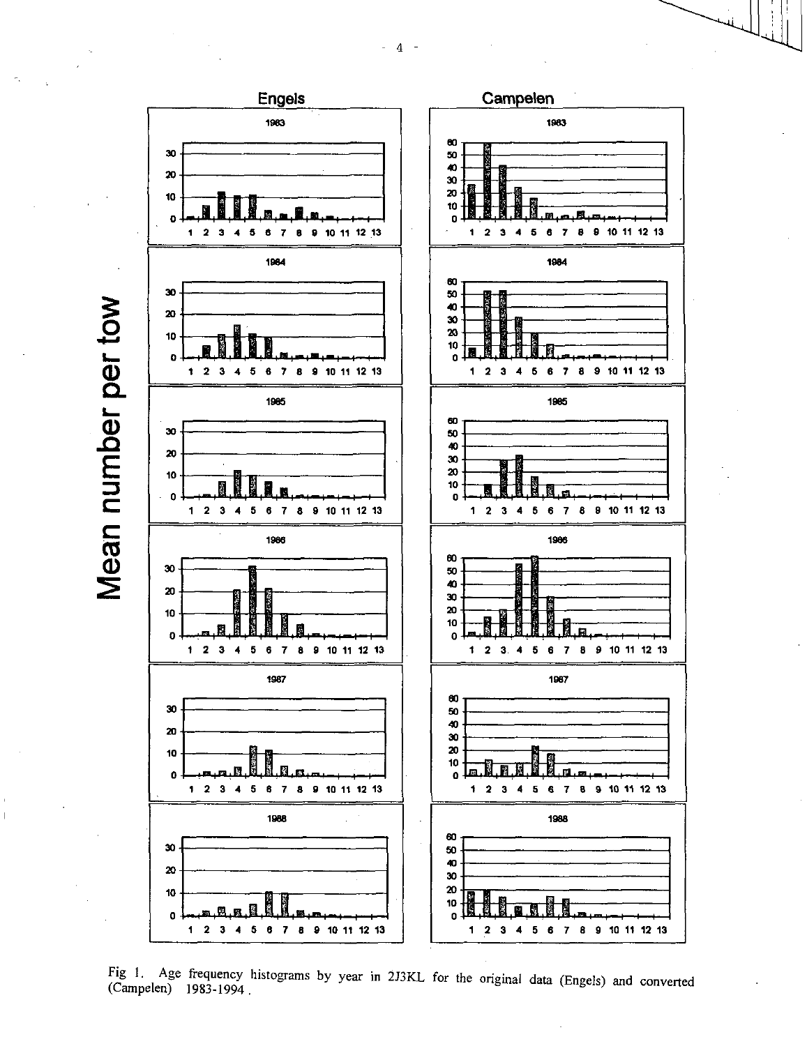Engels

Campelen

Mean number per tow

Fig 1. Age frequency histograms by year in 2J3KL for the original data (Engels) and converted (Campelen) 1983-1994.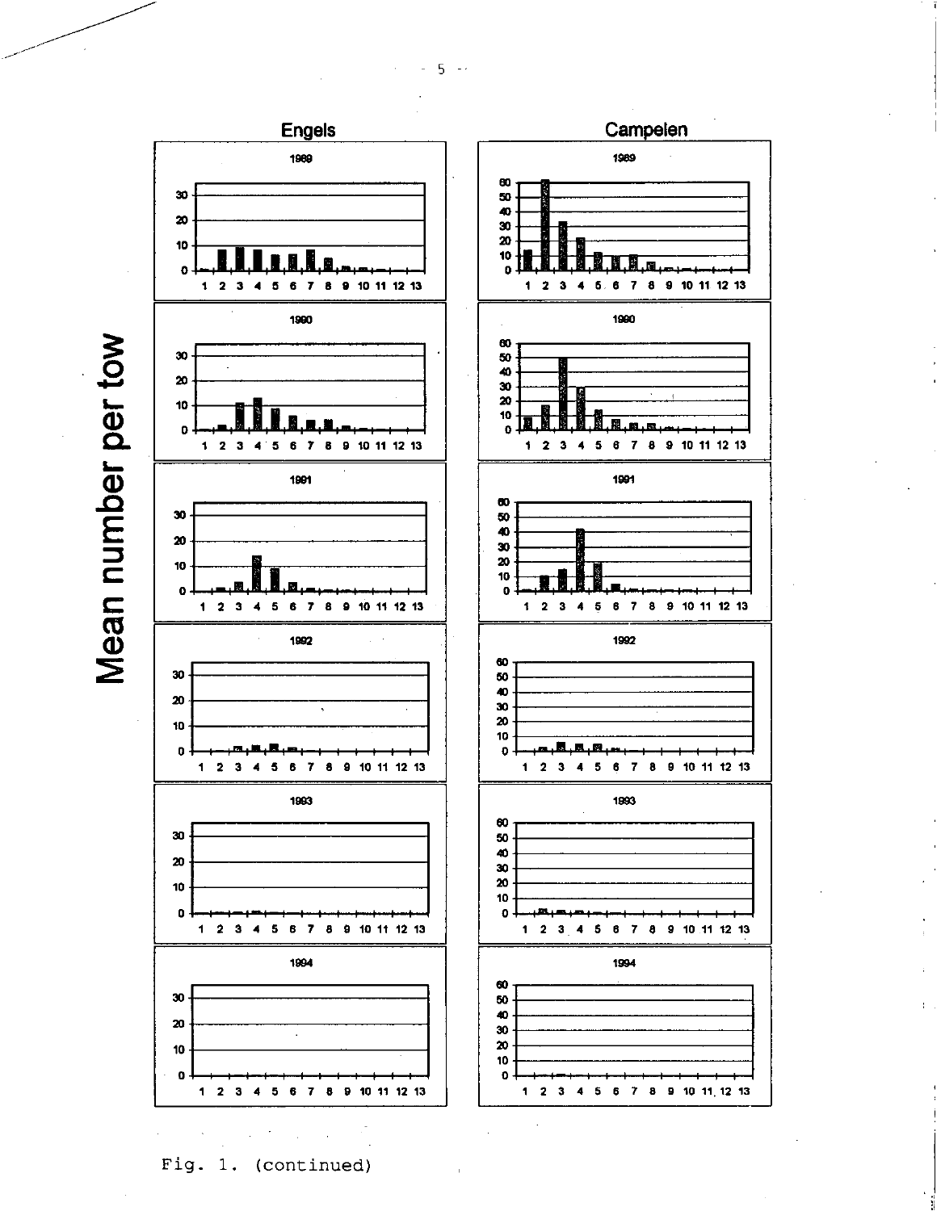Fig. 1. (continued)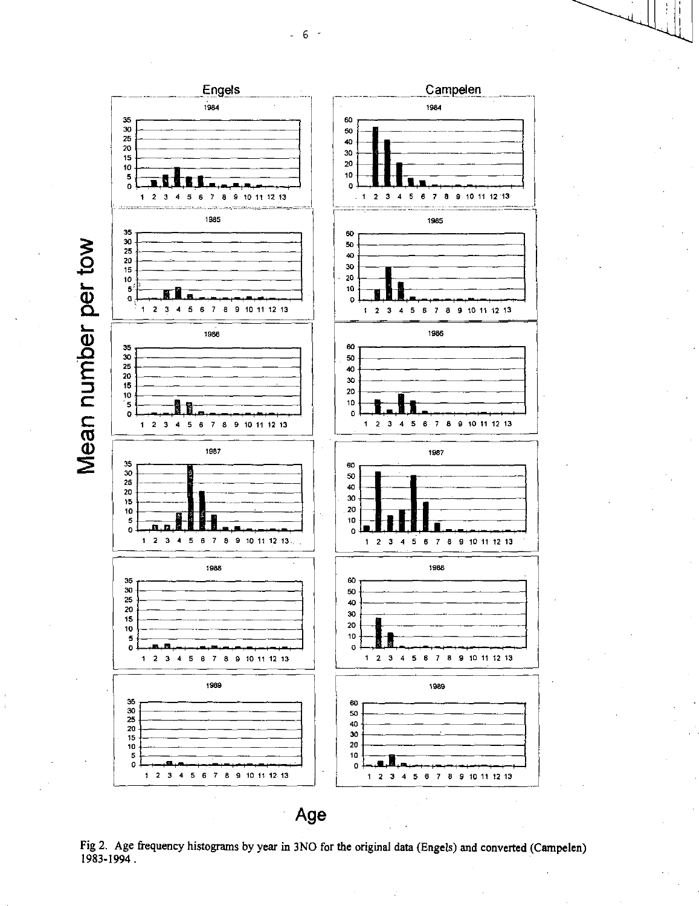Fig 2. Age frequency histograms by year in 3NO for the original data (Engels) and converted (Campelen) 1983-1994 .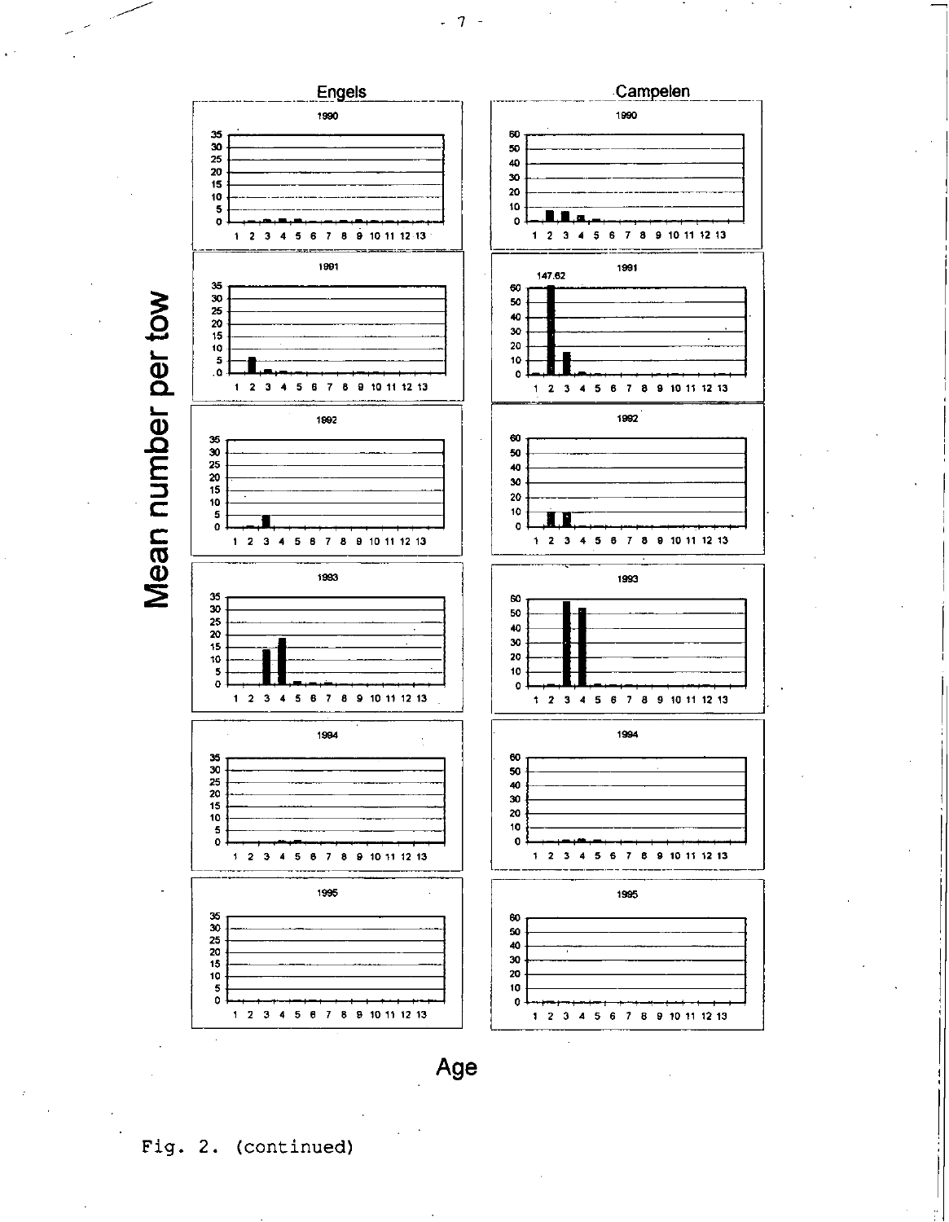Fig. 2. (continued)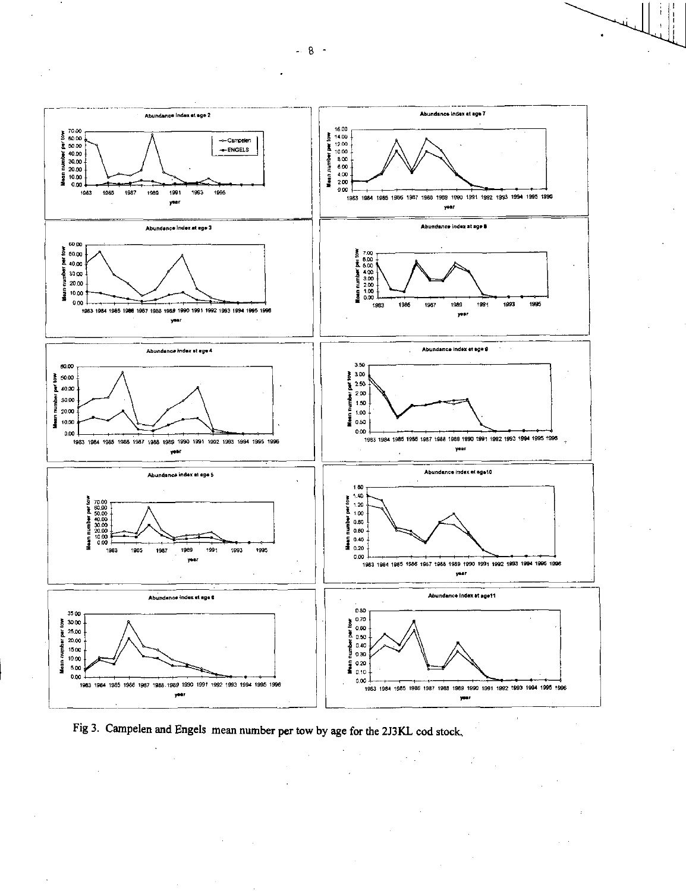Fig 3. Campelen and Engels mean number per tow by age for the 2J3KL cod stock.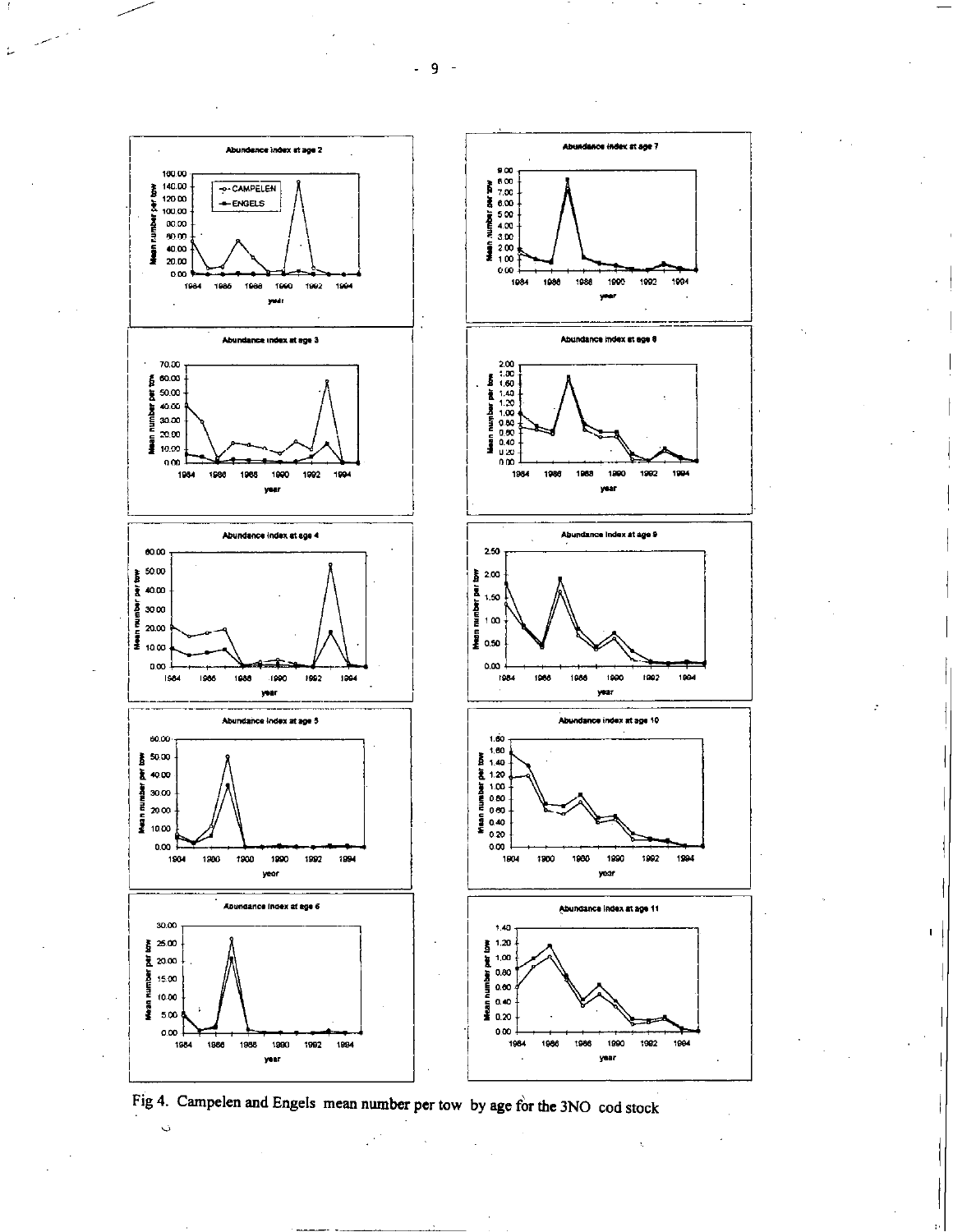Fig 4. Campelen and Engels mean number per tow by age for the 3NO cod stock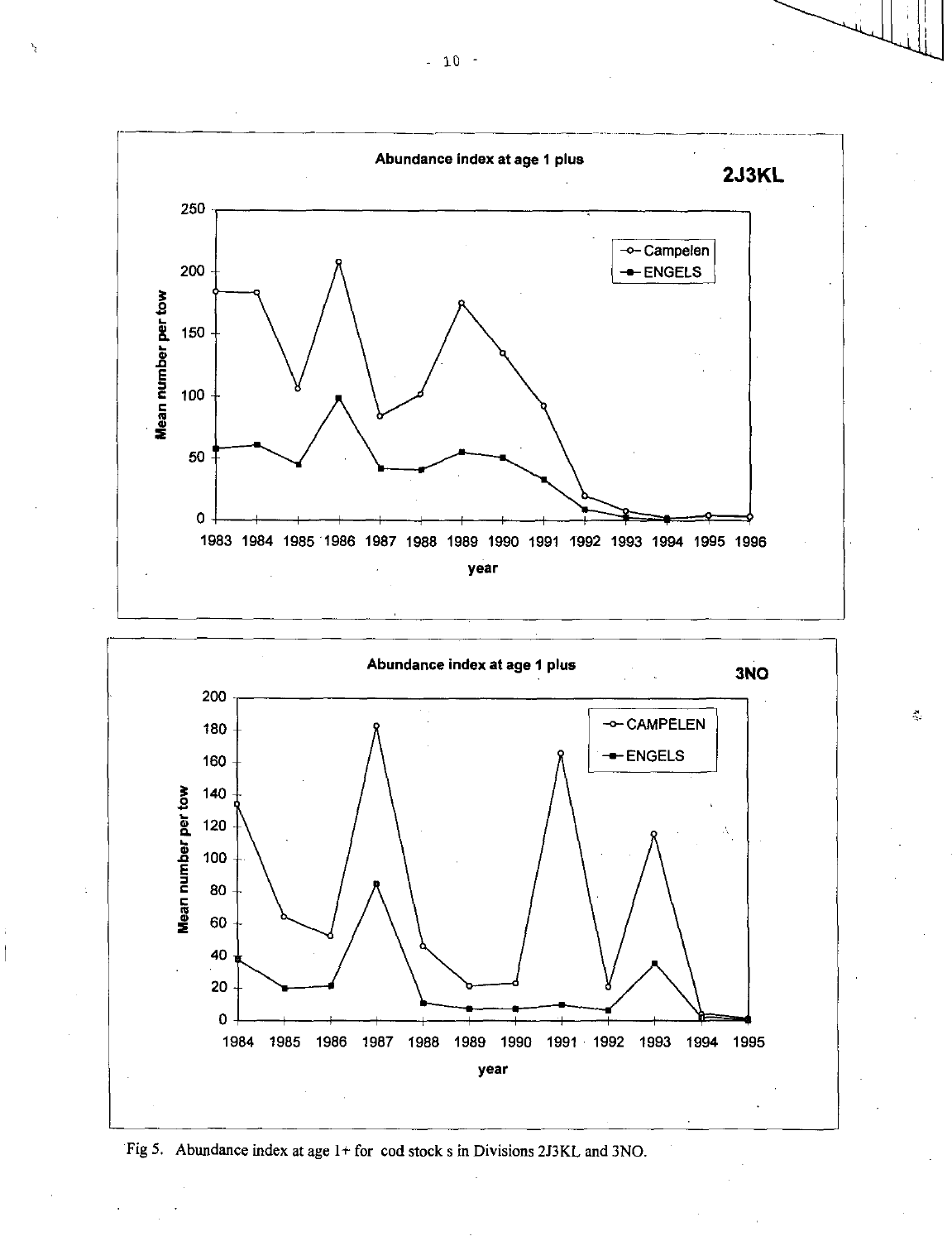Abundance index at age 1 plus

2J3KL

250

200

150

100

50

0

Mean number per tow

1983 1984 1985 1986 1987 1988 1989 1990 1991 1992 1993 1994 1995 1996

year

Campelen

ENGELS

Abundance index at age 1 plus

3NO

200

180

160

140

120

100

80

60

40

20

0

Mean number per tow

1984 1985 1986 1987 1988 1989 1990 1991 1992 1993 1994 1995

year

CAMPELEN

ENGELS

Fig 5. Abundance index at age 1+ for cod stock s in Divisions 2J3KL and 3NO.